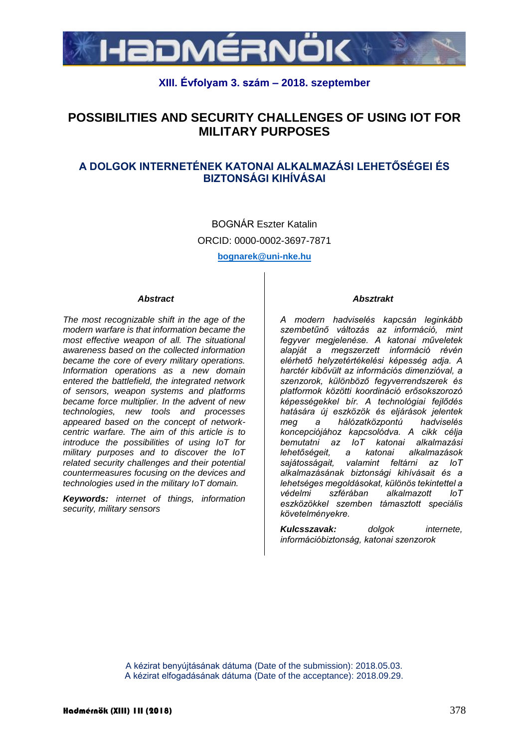XIII. Évfolyam 3. szám – 2018. szeptember

# POSSIBILITIES AND SECURITY CHALLENGES OF USING IOT FOR MILITARY PURPOSES

## A DOLGOK INTERNETÉNEK KATONAI ALKALMAZÁSI LEHETŐSÉGEI ÉS BIZTONSÁGI KIHÍVÁSAI

BOGNÁR Eszter Katalin

ORCID: 0000-0002-3697-7871

**bognarek@uni-nke.hu**

### *Abstract*

*The most recognizable shift in the age of the modern warfare is that information became the most effective weapon of all. The situational awareness based on the collected information became the core of every military operations. Information operations as a new domain entered the battlefield, the integrated network of sensors, weapon systems and platforms became force multiplier. In the advent of new technologies, new tools and processes appeared based on the concept of network-centric warfare. The aim of this article is to introduce the possibilities of using IoT for military purposes and to discover the IoT related security challenges and their potential countermeasures focusing on the devices and technologies used in the military IoT domain.*

***Keywords:*** *internet of things, information security, military sensors*

### *Absztrakt*

*A modern hadviselés kapcsán leginkább szembetűnő változás az információ, mint fegyver megjelenése. A katonai műveletek alapját a megszerzett információ révén elérhető helyzetértékelési képesség adja. A harctér kibővült az információs dimenzióval, a szenzorok, különböző fegyverrendszerek és platformok közötti koordináció erősokszorozó képességekkel bír. A technológiai fejlődés hatására új eszközök és eljárások jelentek meg a hálózatközpontú hadviselés koncepciójához kapcsolódva. A cikk célja bemutatni az IoT katonai alkalmazási lehetőségeit, a katonai alkalmazások sajátosságait, valamint feltárni az IoT alkalmazásának biztonsági kihívásait és a lehetséges megoldásokat, különös tekintettel a védelmi szférában alkalmazott IoT eszközökkel szemben támasztott speciális követelményekre.*

***Kulcsszavak:*** *dolgok internete, információbiztonság, katonai szenzorok*

A kézirat benyújtásának dátuma (Date of the submission): 2018.05.03.
A kézirat elfogadásának dátuma (Date of the acceptance): 2018.09.29.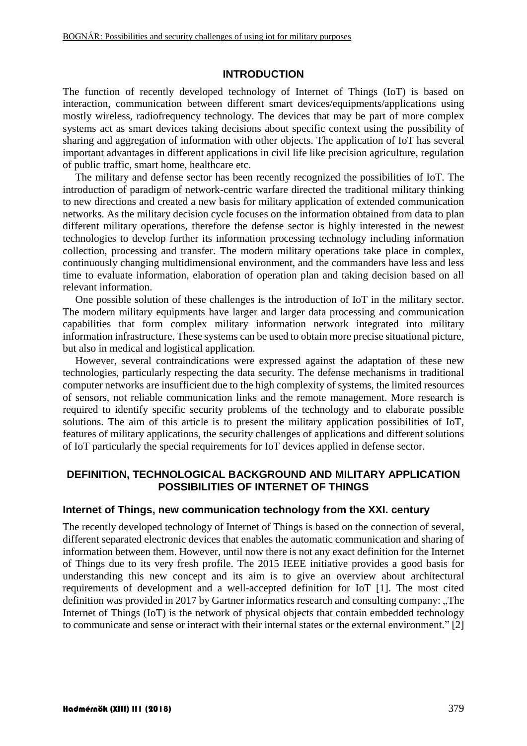## INTRODUCTION

The function of recently developed technology of Internet of Things (IoT) is based on interaction, communication between different smart devices/equipments/applications using mostly wireless, radiofrequency technology. The devices that may be part of more complex systems act as smart devices taking decisions about specific context using the possibility of sharing and aggregation of information with other objects. The application of IoT has several important advantages in different applications in civil life like precision agriculture, regulation of public traffic, smart home, healthcare etc.

The military and defense sector has been recently recognized the possibilities of IoT. The introduction of paradigm of network-centric warfare directed the traditional military thinking to new directions and created a new basis for military application of extended communication networks. As the military decision cycle focuses on the information obtained from data to plan different military operations, therefore the defense sector is highly interested in the newest technologies to develop further its information processing technology including information collection, processing and transfer. The modern military operations take place in complex, continuously changing multidimensional environment, and the commanders have less and less time to evaluate information, elaboration of operation plan and taking decision based on all relevant information.

One possible solution of these challenges is the introduction of IoT in the military sector. The modern military equipments have larger and larger data processing and communication capabilities that form complex military information network integrated into military information infrastructure. These systems can be used to obtain more precise situational picture, but also in medical and logistical application.

However, several contraindications were expressed against the adaptation of these new technologies, particularly respecting the data security. The defense mechanisms in traditional computer networks are insufficient due to the high complexity of systems, the limited resources of sensors, not reliable communication links and the remote management. More research is required to identify specific security problems of the technology and to elaborate possible solutions. The aim of this article is to present the military application possibilities of IoT, features of military applications, the security challenges of applications and different solutions of IoT particularly the special requirements for IoT devices applied in defense sector.

## DEFINITION, TECHNOLOGICAL BACKGROUND AND MILITARY APPLICATION POSSIBILITIES OF INTERNET OF THINGS

### Internet of Things, new communication technology from the XXI. century

The recently developed technology of Internet of Things is based on the connection of several, different separated electronic devices that enables the automatic communication and sharing of information between them. However, until now there is not any exact definition for the Internet of Things due to its very fresh profile. The 2015 IEEE initiative provides a good basis for understanding this new concept and its aim is to give an overview about architectural requirements of development and a well-accepted definition for IoT [1]. The most cited definition was provided in 2017 by Gartner informatics research and consulting company: „The Internet of Things (IoT) is the network of physical objects that contain embedded technology to communicate and sense or interact with their internal states or the external environment." [2]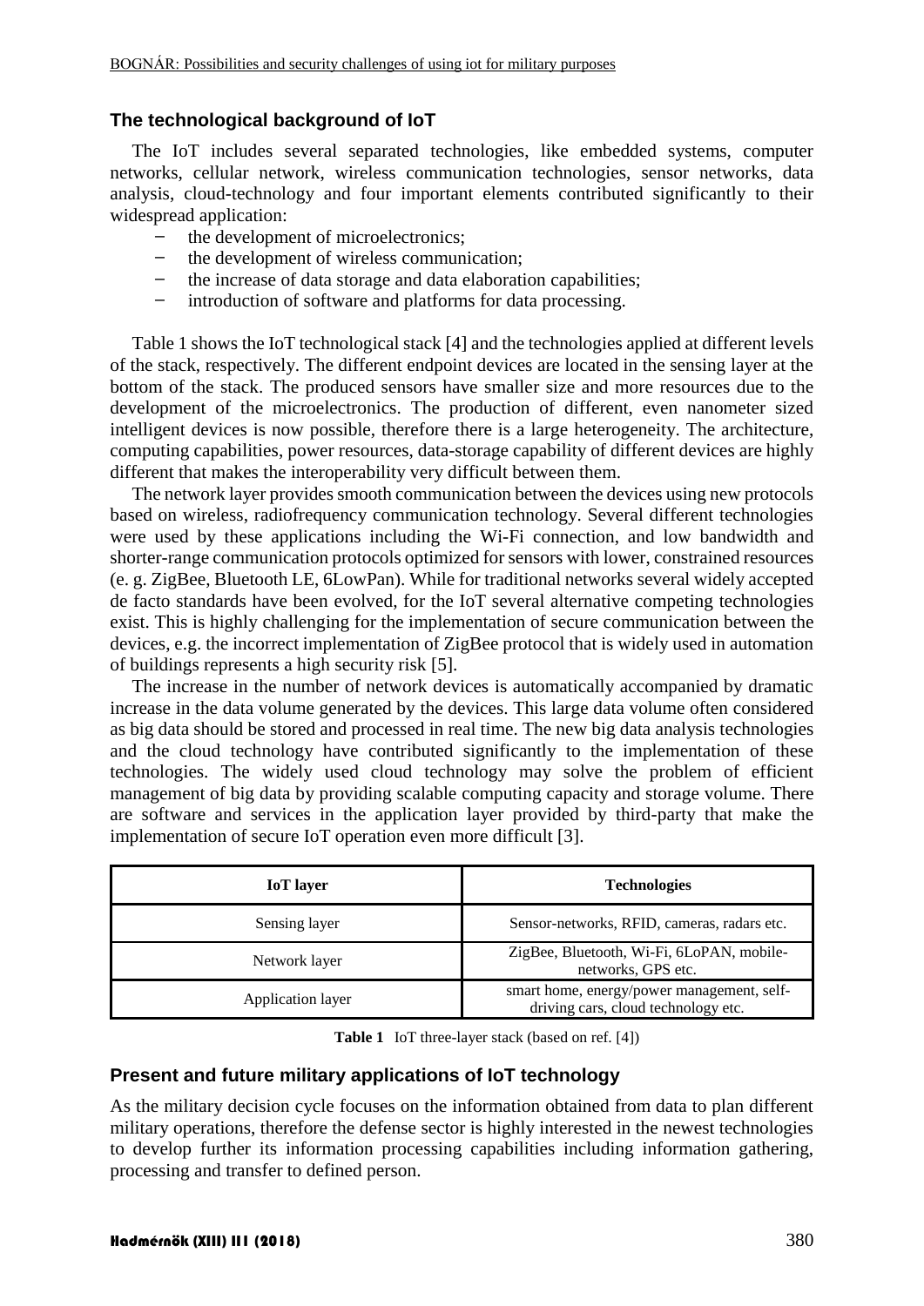## The technological background of IoT

The IoT includes several separated technologies, like embedded systems, computer networks, cellular network, wireless communication technologies, sensor networks, data analysis, cloud-technology and four important elements contributed significantly to their widespread application:

- the development of microelectronics;
- the development of wireless communication;
- the increase of data storage and data elaboration capabilities;
- introduction of software and platforms for data processing.

Table 1 shows the IoT technological stack [4] and the technologies applied at different levels of the stack, respectively. The different endpoint devices are located in the sensing layer at the bottom of the stack. The produced sensors have smaller size and more resources due to the development of the microelectronics. The production of different, even nanometer sized intelligent devices is now possible, therefore there is a large heterogeneity. The architecture, computing capabilities, power resources, data-storage capability of different devices are highly different that makes the interoperability very difficult between them.

The network layer provides smooth communication between the devices using new protocols based on wireless, radiofrequency communication technology. Several different technologies were used by these applications including the Wi-Fi connection, and low bandwidth and shorter-range communication protocols optimized for sensors with lower, constrained resources (e. g. ZigBee, Bluetooth LE, 6LowPan). While for traditional networks several widely accepted de facto standards have been evolved, for the IoT several alternative competing technologies exist. This is highly challenging for the implementation of secure communication between the devices, e.g. the incorrect implementation of ZigBee protocol that is widely used in automation of buildings represents a high security risk [5].

The increase in the number of network devices is automatically accompanied by dramatic increase in the data volume generated by the devices. This large data volume often considered as big data should be stored and processed in real time. The new big data analysis technologies and the cloud technology have contributed significantly to the implementation of these technologies. The widely used cloud technology may solve the problem of efficient management of big data by providing scalable computing capacity and storage volume. There are software and services in the application layer provided by third-party that make the implementation of secure IoT operation even more difficult [3].

| IoT layer | Technologies |
|---|---|
| Sensing layer | Sensor-networks, RFID, cameras, radars etc. |
| Network layer | ZigBee, Bluetooth, Wi-Fi, 6LoPAN, mobile-networks, GPS etc. |
| Application layer | smart home, energy/power management, self-driving cars, cloud technology etc. |

**Table 1** IoT three-layer stack (based on ref. [4])

## Present and future military applications of IoT technology

As the military decision cycle focuses on the information obtained from data to plan different military operations, therefore the defense sector is highly interested in the newest technologies to develop further its information processing capabilities including information gathering, processing and transfer to defined person.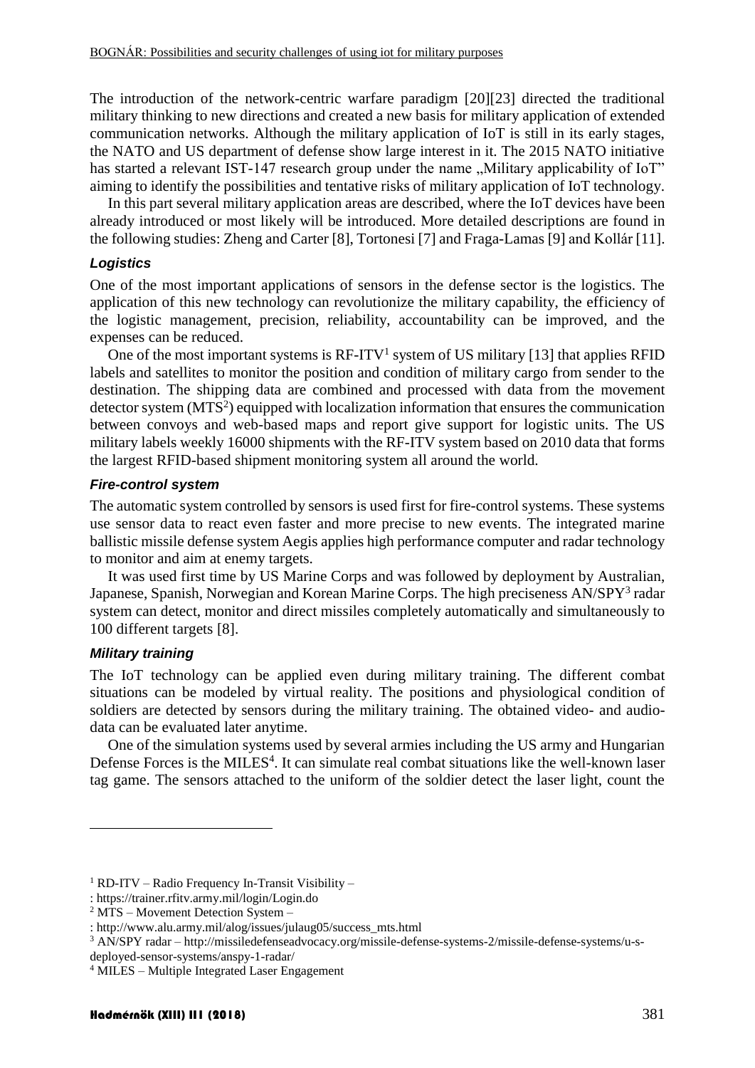The introduction of the network-centric warfare paradigm [20][23] directed the traditional military thinking to new directions and created a new basis for military application of extended communication networks. Although the military application of IoT is still in its early stages, the NATO and US department of defense show large interest in it. The 2015 NATO initiative has started a relevant IST-147 research group under the name „Military applicability of IoT" aiming to identify the possibilities and tentative risks of military application of IoT technology.

In this part several military application areas are described, where the IoT devices have been already introduced or most likely will be introduced. More detailed descriptions are found in the following studies: Zheng and Carter [8], Tortonesi [7] and Fraga-Lamas [9] and Kollár [11].

### *Logistics*

One of the most important applications of sensors in the defense sector is the logistics. The application of this new technology can revolutionize the military capability, the efficiency of the logistic management, precision, reliability, accountability can be improved, and the expenses can be reduced.

One of the most important systems is RF-ITV[1] system of US military [13] that applies RFID labels and satellites to monitor the position and condition of military cargo from sender to the destination. The shipping data are combined and processed with data from the movement detector system (MTS[2]) equipped with localization information that ensures the communication between convoys and web-based maps and report give support for logistic units. The US military labels weekly 16000 shipments with the RF-ITV system based on 2010 data that forms the largest RFID-based shipment monitoring system all around the world.

### *Fire-control system*

The automatic system controlled by sensors is used first for fire-control systems. These systems use sensor data to react even faster and more precise to new events. The integrated marine ballistic missile defense system Aegis applies high performance computer and radar technology to monitor and aim at enemy targets.

It was used first time by US Marine Corps and was followed by deployment by Australian, Japanese, Spanish, Norwegian and Korean Marine Corps. The high preciseness AN/SPY[3] radar system can detect, monitor and direct missiles completely automatically and simultaneously to 100 different targets [8].

### *Military training*

The IoT technology can be applied even during military training. The different combat situations can be modeled by virtual reality. The positions and physiological condition of soldiers are detected by sensors during the military training. The obtained video- and audio-data can be evaluated later anytime.

One of the simulation systems used by several armies including the US army and Hungarian Defense Forces is the MILES[4]. It can simulate real combat situations like the well-known laser tag game. The sensors attached to the uniform of the soldier detect the laser light, count the

---

[1] RD-ITV – Radio Frequency In-Transit Visibility –
: https://trainer.rfitv.army.mil/login/Login.do

[2] MTS – Movement Detection System –
: http://www.alu.army.mil/alog/issues/julaug05/success_mts.html

[3] AN/SPY radar – http://missiledefenseadvocacy.org/missile-defense-systems-2/missile-defense-systems/u-s-deployed-sensor-systems/anspy-1-radar/

[4] MILES – Multiple Integrated Laser Engagement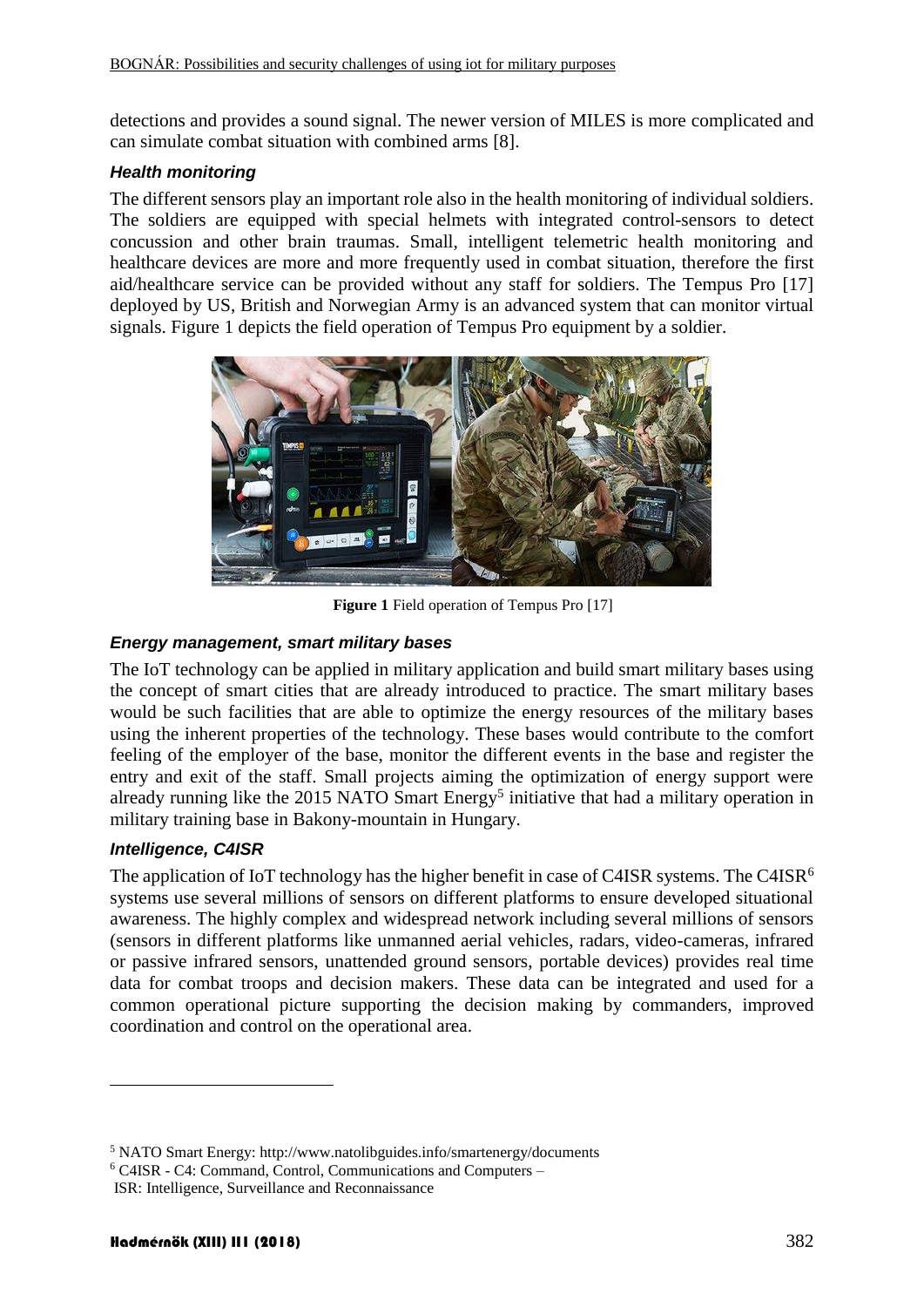detections and provides a sound signal. The newer version of MILES is more complicated and can simulate combat situation with combined arms [8].

### *Health monitoring*

The different sensors play an important role also in the health monitoring of individual soldiers. The soldiers are equipped with special helmets with integrated control-sensors to detect concussion and other brain traumas. Small, intelligent telemetric health monitoring and healthcare devices are more and more frequently used in combat situation, therefore the first aid/healthcare service can be provided without any staff for soldiers. The Tempus Pro [17] deployed by US, British and Norwegian Army is an advanced system that can monitor virtual signals. Figure 1 depicts the field operation of Tempus Pro equipment by a soldier.

**Figure 1** Field operation of Tempus Pro [17]

### *Energy management, smart military bases*

The IoT technology can be applied in military application and build smart military bases using the concept of smart cities that are already introduced to practice. The smart military bases would be such facilities that are able to optimize the energy resources of the military bases using the inherent properties of the technology. These bases would contribute to the comfort feeling of the employer of the base, monitor the different events in the base and register the entry and exit of the staff. Small projects aiming the optimization of energy support were already running like the 2015 NATO Smart Energy[5] initiative that had a military operation in military training base in Bakony-mountain in Hungary.

### *Intelligence, C4ISR*

The application of IoT technology has the higher benefit in case of C4ISR systems. The C4ISR[6] systems use several millions of sensors on different platforms to ensure developed situational awareness. The highly complex and widespread network including several millions of sensors (sensors in different platforms like unmanned aerial vehicles, radars, video-cameras, infrared or passive infrared sensors, unattended ground sensors, portable devices) provides real time data for combat troops and decision makers. These data can be integrated and used for a common operational picture supporting the decision making by commanders, improved coordination and control on the operational area.

---

[5] NATO Smart Energy: http://www.natolibguides.info/smartenergy/documents

[6] C4ISR - C4: Command, Control, Communications and Computers – ISR: Intelligence, Surveillance and Reconnaissance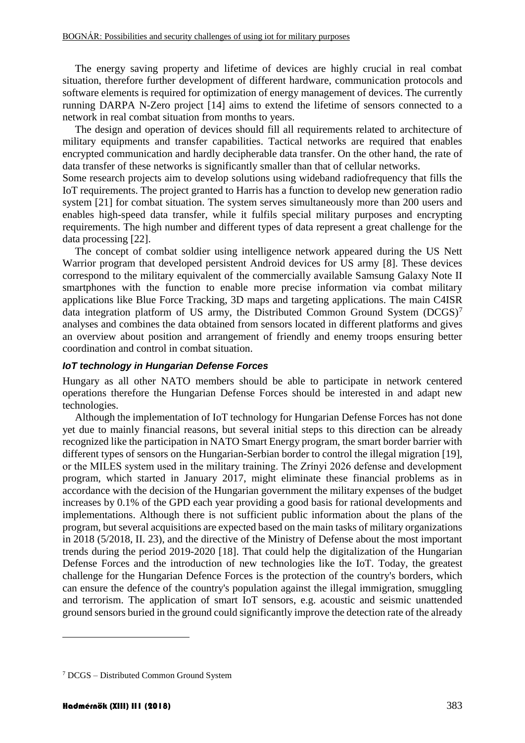The energy saving property and lifetime of devices are highly crucial in real combat situation, therefore further development of different hardware, communication protocols and software elements is required for optimization of energy management of devices. The currently running DARPA N-Zero project [14] aims to extend the lifetime of sensors connected to a network in real combat situation from months to years.

The design and operation of devices should fill all requirements related to architecture of military equipments and transfer capabilities. Tactical networks are required that enables encrypted communication and hardly decipherable data transfer. On the other hand, the rate of data transfer of these networks is significantly smaller than that of cellular networks.

Some research projects aim to develop solutions using wideband radiofrequency that fills the IoT requirements. The project granted to Harris has a function to develop new generation radio system [21] for combat situation. The system serves simultaneously more than 200 users and enables high-speed data transfer, while it fulfils special military purposes and encrypting requirements. The high number and different types of data represent a great challenge for the data processing [22].

The concept of combat soldier using intelligence network appeared during the US Nett Warrior program that developed persistent Android devices for US army [8]. These devices correspond to the military equivalent of the commercially available Samsung Galaxy Note II smartphones with the function to enable more precise information via combat military applications like Blue Force Tracking, 3D maps and targeting applications. The main C4ISR data integration platform of US army, the Distributed Common Ground System (DCGS)[7] analyses and combines the data obtained from sensors located in different platforms and gives an overview about position and arrangement of friendly and enemy troops ensuring better coordination and control in combat situation.

### *IoT technology in Hungarian Defense Forces*

Hungary as all other NATO members should be able to participate in network centered operations therefore the Hungarian Defense Forces should be interested in and adapt new technologies.

Although the implementation of IoT technology for Hungarian Defense Forces has not done yet due to mainly financial reasons, but several initial steps to this direction can be already recognized like the participation in NATO Smart Energy program, the smart border barrier with different types of sensors on the Hungarian-Serbian border to control the illegal migration [19], or the MILES system used in the military training. The Zrínyi 2026 defense and development program, which started in January 2017, might eliminate these financial problems as in accordance with the decision of the Hungarian government the military expenses of the budget increases by 0.1% of the GPD each year providing a good basis for rational developments and implementations. Although there is not sufficient public information about the plans of the program, but several acquisitions are expected based on the main tasks of military organizations in 2018 (5/2018, II. 23), and the directive of the Ministry of Defense about the most important trends during the period 2019-2020 [18]. That could help the digitalization of the Hungarian Defense Forces and the introduction of new technologies like the IoT. Today, the greatest challenge for the Hungarian Defence Forces is the protection of the country's borders, which can ensure the defence of the country's population against the illegal immigration, smuggling and terrorism. The application of smart IoT sensors, e.g. acoustic and seismic unattended ground sensors buried in the ground could significantly improve the detection rate of the already

[7] DCGS – Distributed Common Ground System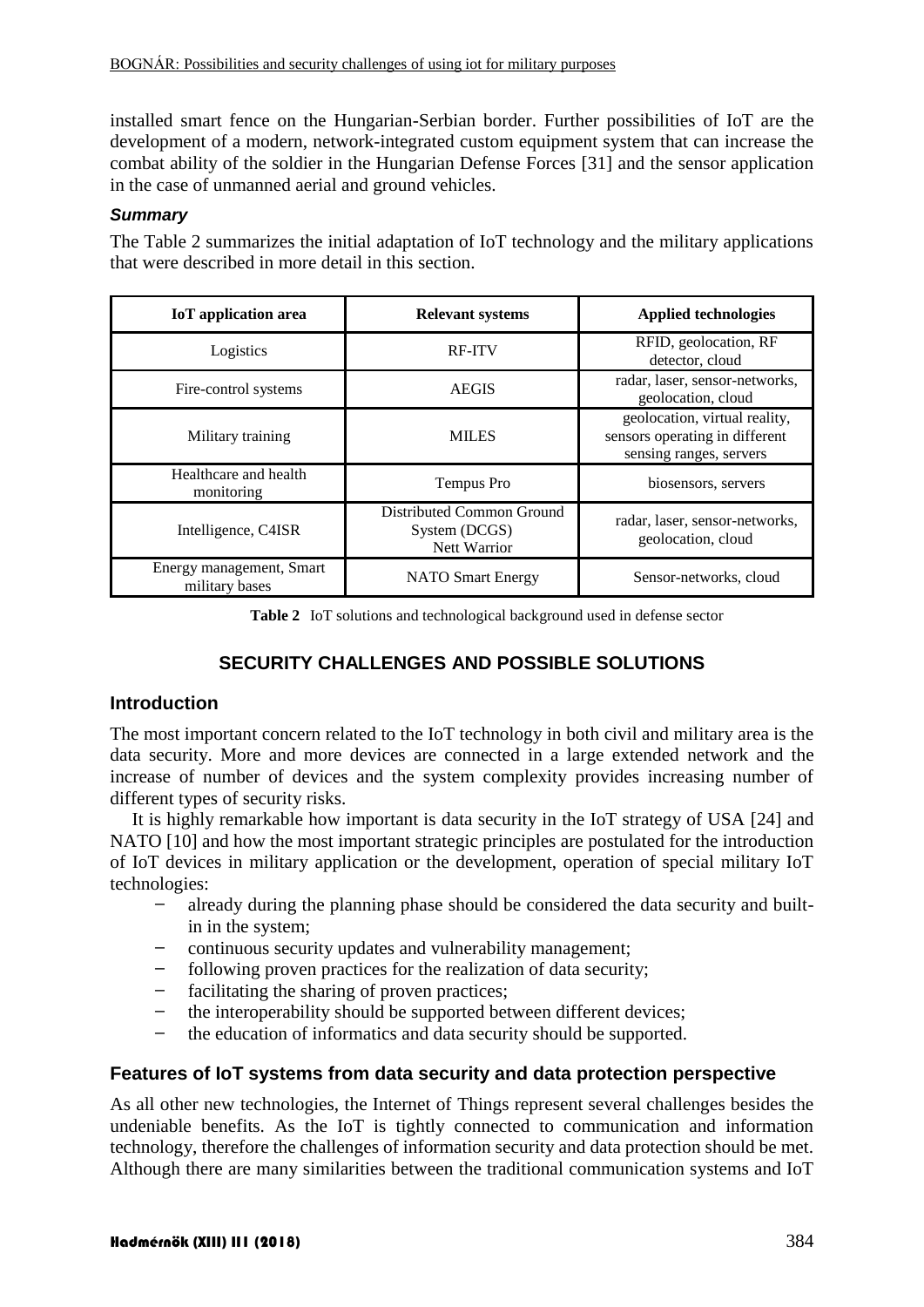installed smart fence on the Hungarian-Serbian border. Further possibilities of IoT are the development of a modern, network-integrated custom equipment system that can increase the combat ability of the soldier in the Hungarian Defense Forces [31] and the sensor application in the case of unmanned aerial and ground vehicles.

***Summary***

The Table 2 summarizes the initial adaptation of IoT technology and the military applications that were described in more detail in this section.

| IoT application area | Relevant systems | Applied technologies |
|---|---|---|
| Logistics | RF-ITV | RFID, geolocation, RF detector, cloud |
| Fire-control systems | AEGIS | radar, laser, sensor-networks, geolocation, cloud |
| Military training | MILES | geolocation, virtual reality, sensors operating in different sensing ranges, servers |
| Healthcare and health monitoring | Tempus Pro | biosensors, servers |
| Intelligence, C4ISR | Distributed Common Ground System (DCGS) Nett Warrior | radar, laser, sensor-networks, geolocation, cloud |
| Energy management, Smart military bases | NATO Smart Energy | Sensor-networks, cloud |

**Table 2** IoT solutions and technological background used in defense sector

## SECURITY CHALLENGES AND POSSIBLE SOLUTIONS

### Introduction

The most important concern related to the IoT technology in both civil and military area is the data security. More and more devices are connected in a large extended network and the increase of number of devices and the system complexity provides increasing number of different types of security risks.

It is highly remarkable how important is data security in the IoT strategy of USA [24] and NATO [10] and how the most important strategic principles are postulated for the introduction of IoT devices in military application or the development, operation of special military IoT technologies:

- already during the planning phase should be considered the data security and built-in in the system;
- continuous security updates and vulnerability management;
- following proven practices for the realization of data security;
- facilitating the sharing of proven practices;
- the interoperability should be supported between different devices;
- the education of informatics and data security should be supported.

### Features of IoT systems from data security and data protection perspective

As all other new technologies, the Internet of Things represent several challenges besides the undeniable benefits. As the IoT is tightly connected to communication and information technology, therefore the challenges of information security and data protection should be met. Although there are many similarities between the traditional communication systems and IoT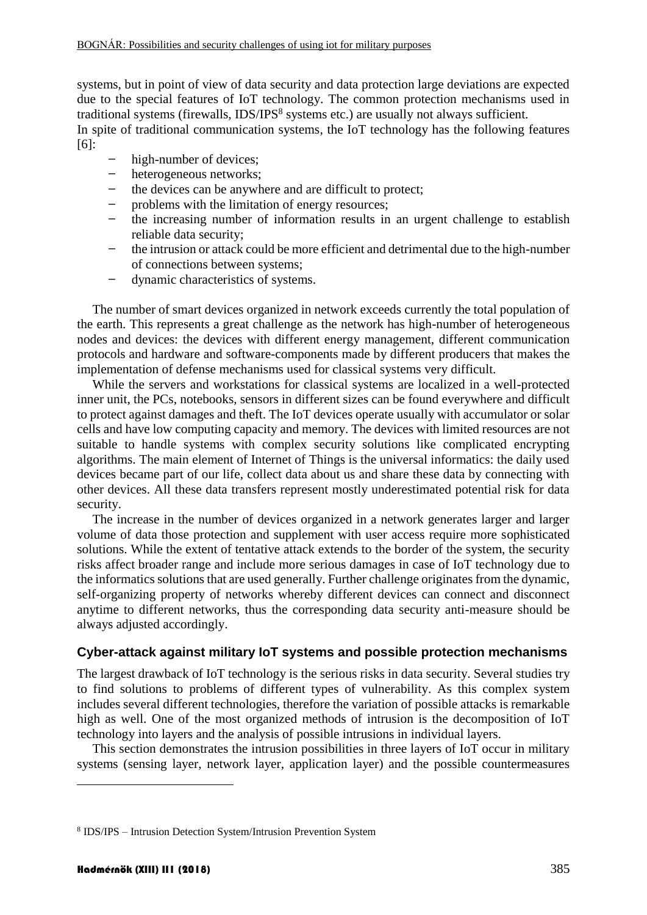systems, but in point of view of data security and data protection large deviations are expected due to the special features of IoT technology. The common protection mechanisms used in traditional systems (firewalls, IDS/IPS[8] systems etc.) are usually not always sufficient.
In spite of traditional communication systems, the IoT technology has the following features [6]:

- high-number of devices;
- heterogeneous networks;
- the devices can be anywhere and are difficult to protect;
- problems with the limitation of energy resources;
- the increasing number of information results in an urgent challenge to establish reliable data security;
- the intrusion or attack could be more efficient and detrimental due to the high-number of connections between systems;
- dynamic characteristics of systems.

The number of smart devices organized in network exceeds currently the total population of the earth. This represents a great challenge as the network has high-number of heterogeneous nodes and devices: the devices with different energy management, different communication protocols and hardware and software-components made by different producers that makes the implementation of defense mechanisms used for classical systems very difficult.

While the servers and workstations for classical systems are localized in a well-protected inner unit, the PCs, notebooks, sensors in different sizes can be found everywhere and difficult to protect against damages and theft. The IoT devices operate usually with accumulator or solar cells and have low computing capacity and memory. The devices with limited resources are not suitable to handle systems with complex security solutions like complicated encrypting algorithms. The main element of Internet of Things is the universal informatics: the daily used devices became part of our life, collect data about us and share these data by connecting with other devices. All these data transfers represent mostly underestimated potential risk for data security.

The increase in the number of devices organized in a network generates larger and larger volume of data those protection and supplement with user access require more sophisticated solutions. While the extent of tentative attack extends to the border of the system, the security risks affect broader range and include more serious damages in case of IoT technology due to the informatics solutions that are used generally. Further challenge originates from the dynamic, self-organizing property of networks whereby different devices can connect and disconnect anytime to different networks, thus the corresponding data security anti-measure should be always adjusted accordingly.

### Cyber-attack against military IoT systems and possible protection mechanisms

The largest drawback of IoT technology is the serious risks in data security. Several studies try to find solutions to problems of different types of vulnerability. As this complex system includes several different technologies, therefore the variation of possible attacks is remarkable high as well. One of the most organized methods of intrusion is the decomposition of IoT technology into layers and the analysis of possible intrusions in individual layers.

This section demonstrates the intrusion possibilities in three layers of IoT occur in military systems (sensing layer, network layer, application layer) and the possible countermeasures

[8] IDS/IPS – Intrusion Detection System/Intrusion Prevention System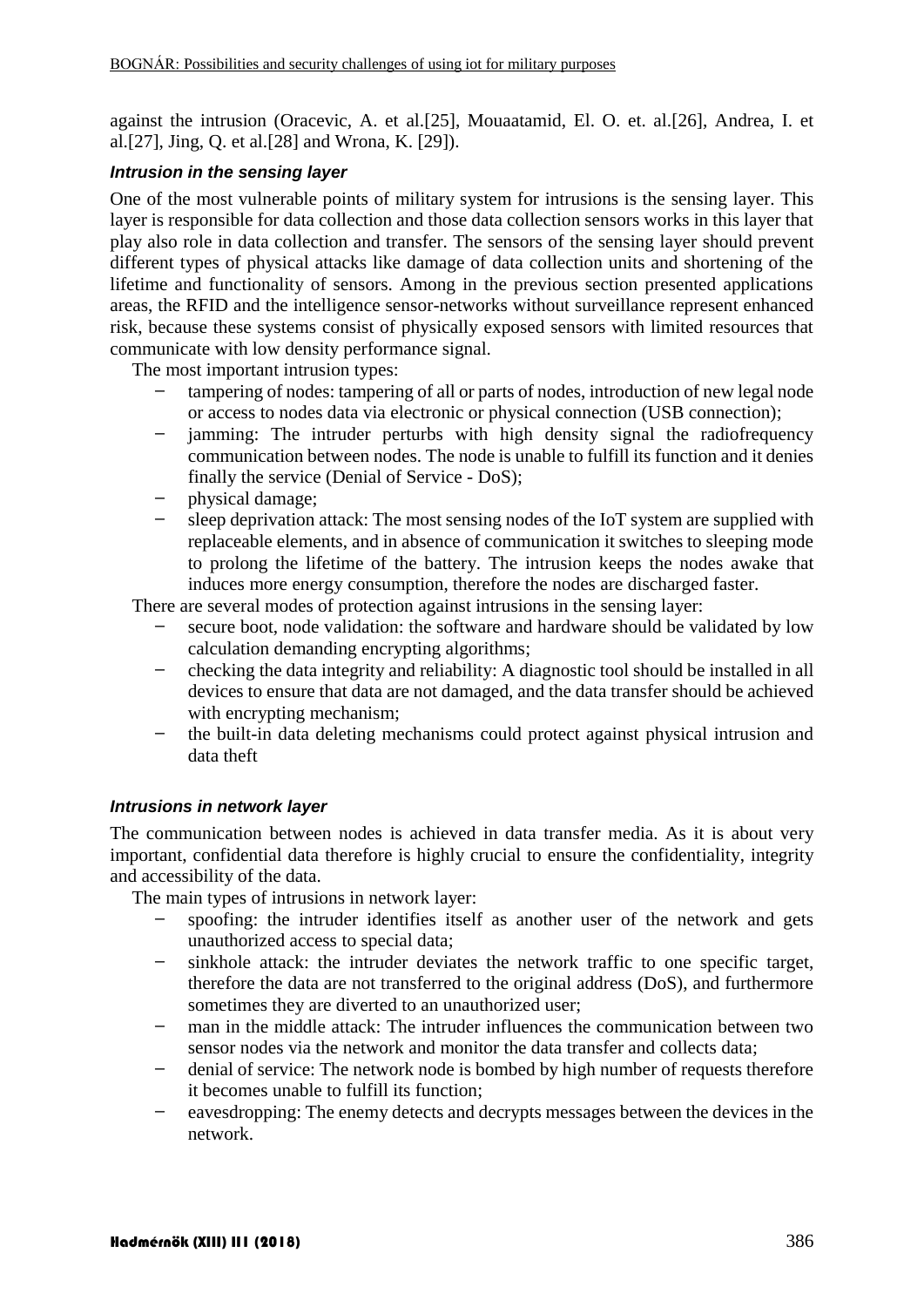against the intrusion (Oracevic, A. et al.[25], Mouaatamid, El. O. et. al.[26], Andrea, I. et al.[27], Jing, Q. et al.[28] and Wrona, K. [29]).

### *Intrusion in the sensing layer*

One of the most vulnerable points of military system for intrusions is the sensing layer. This layer is responsible for data collection and those data collection sensors works in this layer that play also role in data collection and transfer. The sensors of the sensing layer should prevent different types of physical attacks like damage of data collection units and shortening of the lifetime and functionality of sensors. Among in the previous section presented applications areas, the RFID and the intelligence sensor-networks without surveillance represent enhanced risk, because these systems consist of physically exposed sensors with limited resources that communicate with low density performance signal.

The most important intrusion types:

- tampering of nodes: tampering of all or parts of nodes, introduction of new legal node or access to nodes data via electronic or physical connection (USB connection);
- jamming: The intruder perturbs with high density signal the radiofrequency communication between nodes. The node is unable to fulfill its function and it denies finally the service (Denial of Service - DoS);
- physical damage;
- sleep deprivation attack: The most sensing nodes of the IoT system are supplied with replaceable elements, and in absence of communication it switches to sleeping mode to prolong the lifetime of the battery. The intrusion keeps the nodes awake that induces more energy consumption, therefore the nodes are discharged faster.

There are several modes of protection against intrusions in the sensing layer:

- secure boot, node validation: the software and hardware should be validated by low calculation demanding encrypting algorithms;
- checking the data integrity and reliability: A diagnostic tool should be installed in all devices to ensure that data are not damaged, and the data transfer should be achieved with encrypting mechanism;
- the built-in data deleting mechanisms could protect against physical intrusion and data theft

### *Intrusions in network layer*

The communication between nodes is achieved in data transfer media. As it is about very important, confidential data therefore is highly crucial to ensure the confidentiality, integrity and accessibility of the data.

The main types of intrusions in network layer:

- spoofing: the intruder identifies itself as another user of the network and gets unauthorized access to special data;
- sinkhole attack: the intruder deviates the network traffic to one specific target, therefore the data are not transferred to the original address (DoS), and furthermore sometimes they are diverted to an unauthorized user;
- man in the middle attack: The intruder influences the communication between two sensor nodes via the network and monitor the data transfer and collects data;
- denial of service: The network node is bombed by high number of requests therefore it becomes unable to fulfill its function;
- eavesdropping: The enemy detects and decrypts messages between the devices in the network.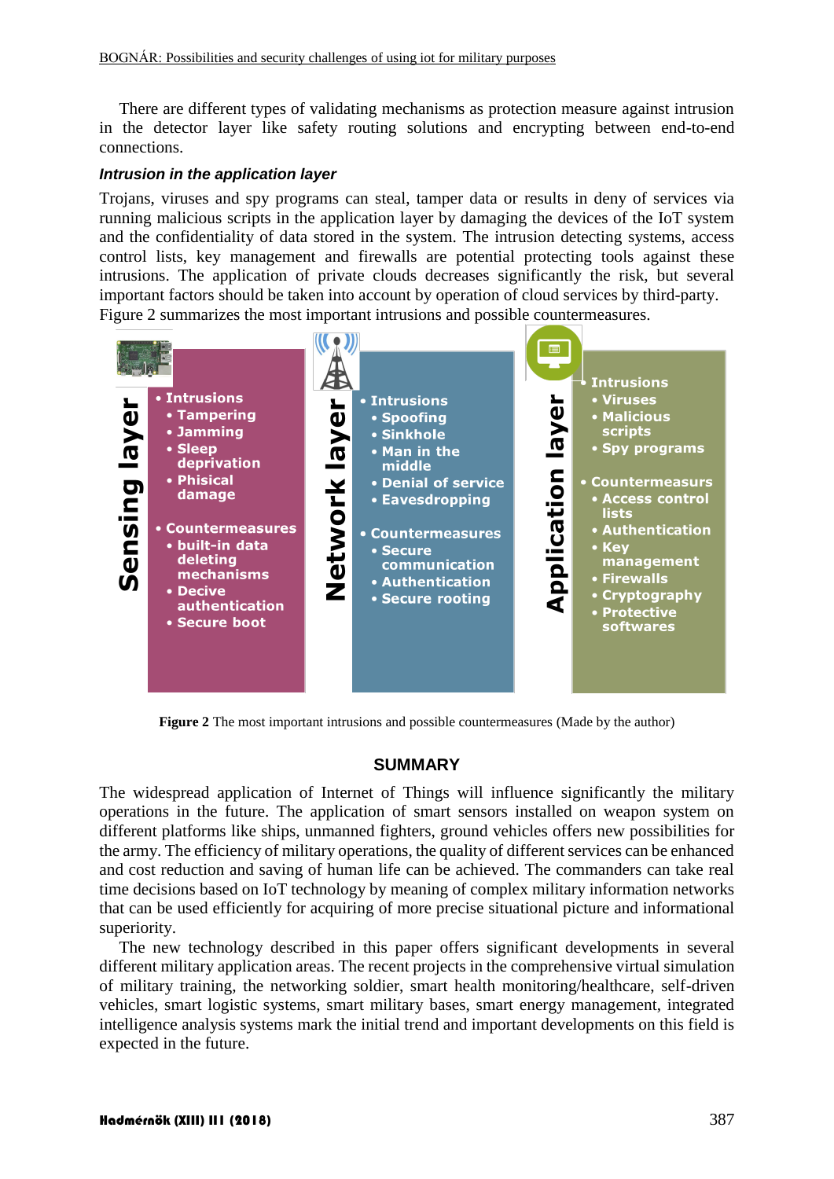There are different types of validating mechanisms as protection measure against intrusion in the detector layer like safety routing solutions and encrypting between end-to-end connections.

***Intrusion in the application layer***

Trojans, viruses and spy programs can steal, tamper data or results in deny of services via running malicious scripts in the application layer by damaging the devices of the IoT system and the confidentiality of data stored in the system. The intrusion detecting systems, access control lists, key management and firewalls are potential protecting tools against these intrusions. The application of private clouds decreases significantly the risk, but several important factors should be taken into account by operation of cloud services by third-party. Figure 2 summarizes the most important intrusions and possible countermeasures.

**Sensing layer**

- Intrusions
  - Tampering
  - Jamming
  - Sleep deprivation
  - Phisical damage
- Countermeasures
  - built-in data deleting mechanisms
  - Decive authentication
  - Secure boot

**Network layer**

- Intrusions
  - Spoofing
  - Sinkhole
  - Man in the middle
  - Denial of service
  - Eavesdropping
- Countermeasures
  - Secure communication
  - Authentication
  - Secure rooting

**Application layer**

- Intrusions
  - Viruses
  - Malicious scripts
  - Spy programs
- Countermeasurs
  - Access control lists
  - Authentication
  - Key management
  - Firewalls
  - Cryptography
  - Protective softwares

**Figure 2** The most important intrusions and possible countermeasures (Made by the author)

## SUMMARY

The widespread application of Internet of Things will influence significantly the military operations in the future. The application of smart sensors installed on weapon system on different platforms like ships, unmanned fighters, ground vehicles offers new possibilities for the army. The efficiency of military operations, the quality of different services can be enhanced and cost reduction and saving of human life can be achieved. The commanders can take real time decisions based on IoT technology by meaning of complex military information networks that can be used efficiently for acquiring of more precise situational picture and informational superiority.

The new technology described in this paper offers significant developments in several different military application areas. The recent projects in the comprehensive virtual simulation of military training, the networking soldier, smart health monitoring/healthcare, self-driven vehicles, smart logistic systems, smart military bases, smart energy management, integrated intelligence analysis systems mark the initial trend and important developments on this field is expected in the future.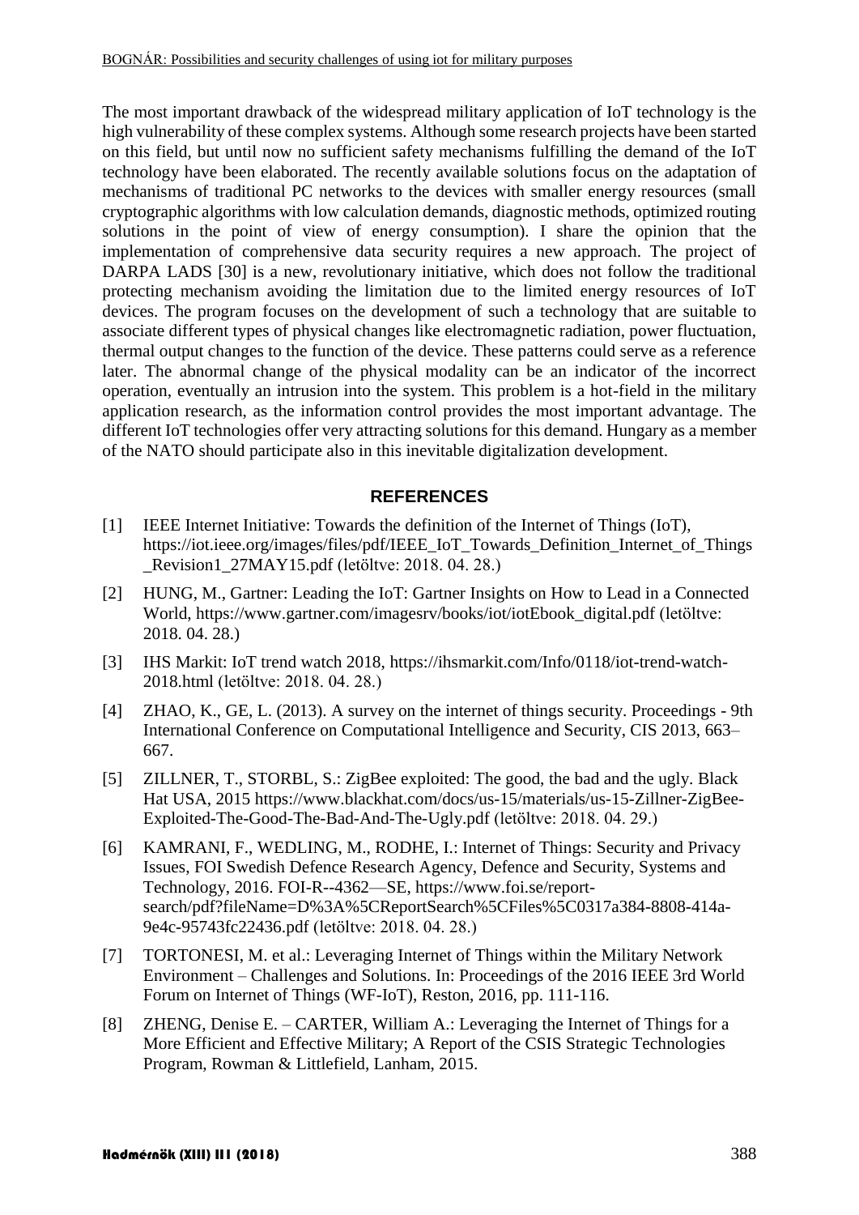The most important drawback of the widespread military application of IoT technology is the high vulnerability of these complex systems. Although some research projects have been started on this field, but until now no sufficient safety mechanisms fulfilling the demand of the IoT technology have been elaborated. The recently available solutions focus on the adaptation of mechanisms of traditional PC networks to the devices with smaller energy resources (small cryptographic algorithms with low calculation demands, diagnostic methods, optimized routing solutions in the point of view of energy consumption). I share the opinion that the implementation of comprehensive data security requires a new approach. The project of DARPA LADS [30] is a new, revolutionary initiative, which does not follow the traditional protecting mechanism avoiding the limitation due to the limited energy resources of IoT devices. The program focuses on the development of such a technology that are suitable to associate different types of physical changes like electromagnetic radiation, power fluctuation, thermal output changes to the function of the device. These patterns could serve as a reference later. The abnormal change of the physical modality can be an indicator of the incorrect operation, eventually an intrusion into the system. This problem is a hot-field in the military application research, as the information control provides the most important advantage. The different IoT technologies offer very attracting solutions for this demand. Hungary as a member of the NATO should participate also in this inevitable digitalization development.

## REFERENCES

[1] IEEE Internet Initiative: Towards the definition of the Internet of Things (IoT), https://iot.ieee.org/images/files/pdf/IEEE_IoT_Towards_Definition_Internet_of_Things_Revision1_27MAY15.pdf (letöltve: 2018. 04. 28.)

[2] HUNG, M., Gartner: Leading the IoT: Gartner Insights on How to Lead in a Connected World, https://www.gartner.com/imagesrv/books/iot/iotEbook_digital.pdf (letöltve: 2018. 04. 28.)

[3] IHS Markit: IoT trend watch 2018, https://ihsmarkit.com/Info/0118/iot-trend-watch-2018.html (letöltve: 2018. 04. 28.)

[4] ZHAO, K., GE, L. (2013). A survey on the internet of things security. Proceedings - 9th International Conference on Computational Intelligence and Security, CIS 2013, 663–667.

[5] ZILLNER, T., STORBL, S.: ZigBee exploited: The good, the bad and the ugly. Black Hat USA, 2015 https://www.blackhat.com/docs/us-15/materials/us-15-Zillner-ZigBee-Exploited-The-Good-The-Bad-And-The-Ugly.pdf (letöltve: 2018. 04. 29.)

[6] KAMRANI, F., WEDLING, M., RODHE, I.: Internet of Things: Security and Privacy Issues, FOI Swedish Defence Research Agency, Defence and Security, Systems and Technology, 2016. FOI-R--4362—SE, https://www.foi.se/report-search/pdf?fileName=D%3A%5CReportSearch%5CFiles%5C0317a384-8808-414a-9e4c-95743fc22436.pdf (letöltve: 2018. 04. 28.)

[7] TORTONESI, M. et al.: Leveraging Internet of Things within the Military Network Environment – Challenges and Solutions. In: Proceedings of the 2016 IEEE 3rd World Forum on Internet of Things (WF-IoT), Reston, 2016, pp. 111-116.

[8] ZHENG, Denise E. – CARTER, William A.: Leveraging the Internet of Things for a More Efficient and Effective Military; A Report of the CSIS Strategic Technologies Program, Rowman & Littlefield, Lanham, 2015.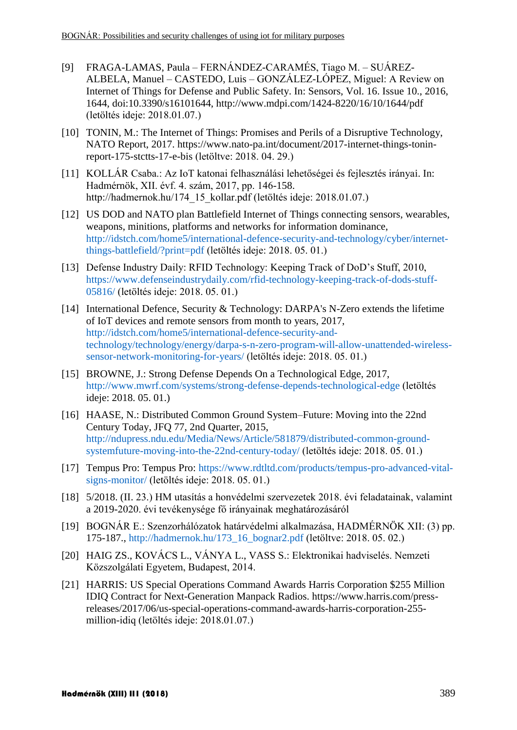[9] FRAGA-LAMAS, Paula – FERNÁNDEZ-CARAMÉS, Tiago M. – SUÁREZ-ALBELA, Manuel – CASTEDO, Luis – GONZÁLEZ-LÓPEZ, Miguel: A Review on Internet of Things for Defense and Public Safety. In: Sensors, Vol. 16. Issue 10., 2016, 1644, doi:10.3390/s16101644, http://www.mdpi.com/1424-8220/16/10/1644/pdf (letöltés ideje: 2018.01.07.)

[10] TONIN, M.: The Internet of Things: Promises and Perils of a Disruptive Technology, NATO Report, 2017. https://www.nato-pa.int/document/2017-internet-things-tonin-report-175-stctts-17-e-bis (letöltve: 2018. 04. 29.)

[11] KOLLÁR Csaba.: Az IoT katonai felhasználási lehetőségei és fejlesztés irányai. In: Hadmérnök, XII. évf. 4. szám, 2017, pp. 146-158. http://hadmernok.hu/174_15_kollar.pdf (letöltés ideje: 2018.01.07.)

[12] US DOD and NATO plan Battlefield Internet of Things connecting sensors, wearables, weapons, minitions, platforms and networks for information dominance, http://idstch.com/home5/international-defence-security-and-technology/cyber/internet-things-battlefield/?print=pdf (letöltés ideje: 2018. 05. 01.)

[13] Defense Industry Daily: RFID Technology: Keeping Track of DoD's Stuff, 2010, https://www.defenseindustrydaily.com/rfid-technology-keeping-track-of-dods-stuff-05816/ (letöltés ideje: 2018. 05. 01.)

[14] International Defence, Security & Technology: DARPA's N-Zero extends the lifetime of IoT devices and remote sensors from month to years, 2017, http://idstch.com/home5/international-defence-security-and-technology/technology/energy/darpa-s-n-zero-program-will-allow-unattended-wireless-sensor-network-monitoring-for-years/ (letöltés ideje: 2018. 05. 01.)

[15] BROWNE, J.: Strong Defense Depends On a Technological Edge, 2017, http://www.mwrf.com/systems/strong-defense-depends-technological-edge (letöltés ideje: 2018. 05. 01.)

[16] HAASE, N.: Distributed Common Ground System–Future: Moving into the 22nd Century Today, JFQ 77, 2nd Quarter, 2015, http://ndupress.ndu.edu/Media/News/Article/581879/distributed-common-ground-systemfuture-moving-into-the-22nd-century-today/ (letöltés ideje: 2018. 05. 01.)

[17] Tempus Pro: Tempus Pro: https://www.rdtltd.com/products/tempus-pro-advanced-vital-signs-monitor/ (letöltés ideje: 2018. 05. 01.)

[18] 5/2018. (II. 23.) HM utasítás a honvédelmi szervezetek 2018. évi feladatainak, valamint a 2019-2020. évi tevékenysége fő irányainak meghatározásáról

[19] BOGNÁR E.: Szenzorhálózatok határvédelmi alkalmazása, HADMÉRNÖK XII: (3) pp. 175-187., http://hadmernok.hu/173_16_bognar2.pdf (letöltve: 2018. 05. 02.)

[20] HAIG ZS., KOVÁCS L., VÁNYA L., VASS S.: Elektronikai hadviselés. Nemzeti Közszolgálati Egyetem, Budapest, 2014.

[21] HARRIS: US Special Operations Command Awards Harris Corporation $255 Million IDIQ Contract for Next-Generation Manpack Radios. https://www.harris.com/press-releases/2017/06/us-special-operations-command-awards-harris-corporation-255-million-idiq (letöltés ideje: 2018.01.07.)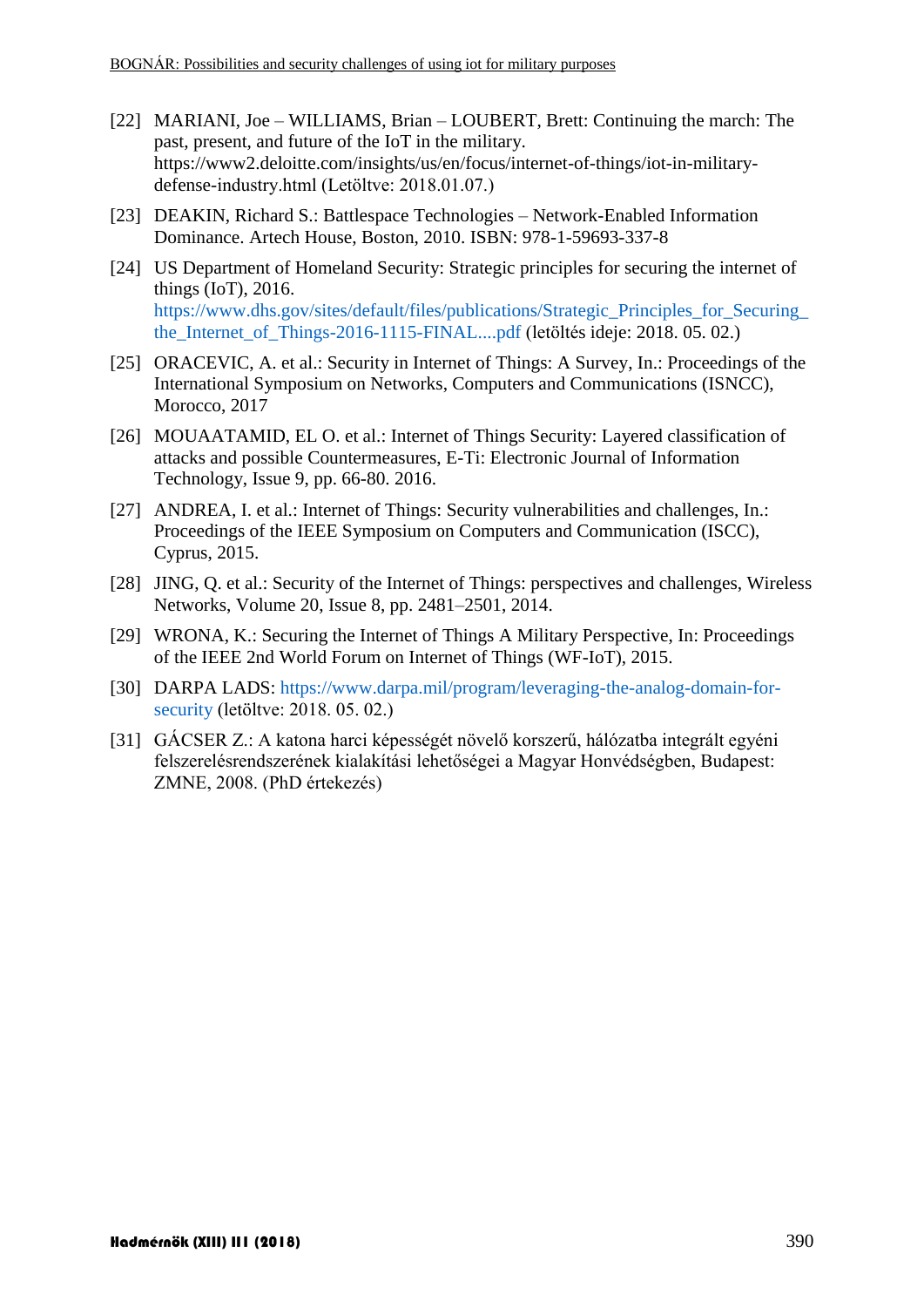[22] MARIANI, Joe – WILLIAMS, Brian – LOUBERT, Brett: Continuing the march: The past, present, and future of the IoT in the military. https://www2.deloitte.com/insights/us/en/focus/internet-of-things/iot-in-military-defense-industry.html (Letöltve: 2018.01.07.)

[23] DEAKIN, Richard S.: Battlespace Technologies – Network-Enabled Information Dominance. Artech House, Boston, 2010. ISBN: 978-1-59693-337-8

[24] US Department of Homeland Security: Strategic principles for securing the internet of things (IoT), 2016. https://www.dhs.gov/sites/default/files/publications/Strategic_Principles_for_Securing_the_Internet_of_Things-2016-1115-FINAL....pdf (letöltés ideje: 2018. 05. 02.)

[25] ORACEVIC, A. et al.: Security in Internet of Things: A Survey, In.: Proceedings of the International Symposium on Networks, Computers and Communications (ISNCC), Morocco, 2017

[26] MOUAATAMID, EL O. et al.: Internet of Things Security: Layered classification of attacks and possible Countermeasures, E-Ti: Electronic Journal of Information Technology, Issue 9, pp. 66-80. 2016.

[27] ANDREA, I. et al.: Internet of Things: Security vulnerabilities and challenges, In.: Proceedings of the IEEE Symposium on Computers and Communication (ISCC), Cyprus, 2015.

[28] JING, Q. et al.: Security of the Internet of Things: perspectives and challenges, Wireless Networks, Volume 20, Issue 8, pp. 2481–2501, 2014.

[29] WRONA, K.: Securing the Internet of Things A Military Perspective, In: Proceedings of the IEEE 2nd World Forum on Internet of Things (WF-IoT), 2015.

[30] DARPA LADS: https://www.darpa.mil/program/leveraging-the-analog-domain-for-security (letöltve: 2018. 05. 02.)

[31] GÁCSER Z.: A katona harci képességét növelő korszerű, hálózatba integrált egyéni felszerelésrendszerének kialakítási lehetőségei a Magyar Honvédségben, Budapest: ZMNE, 2008. (PhD értekezés)